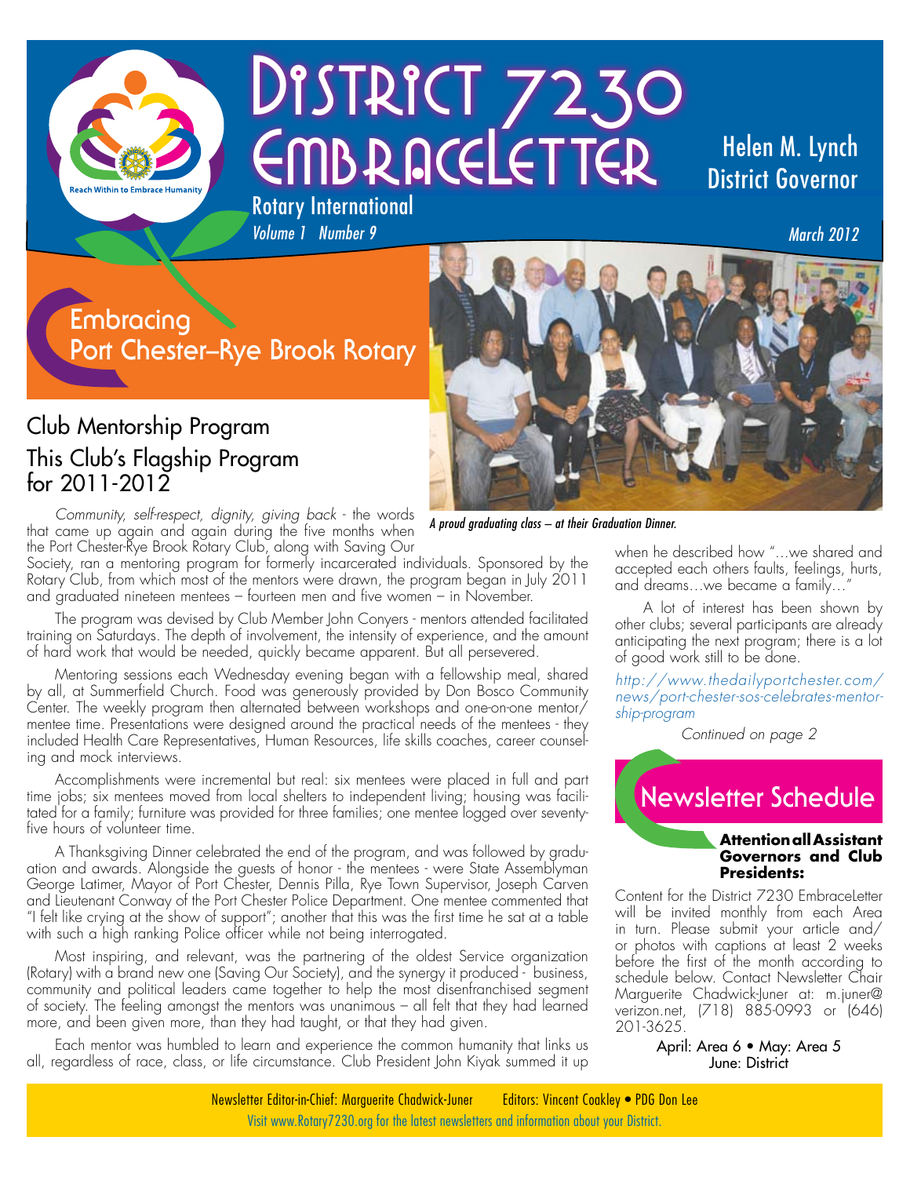# District 7230 EmbraceLetter

Reach Within to Embrace Humanity

Rotary International

*Volume 1 Number 9*

Helen M. Lynch
District Governor

*March 2012*

## Embracing Port Chester–Rye Brook Rotary

### Club Mentorship Program
### This Club's Flagship Program for 2011-2012

*A proud graduating class – at their Graduation Dinner.*

*Community, self-respect, dignity, giving back* - the words that came up again and again during the five months when the Port Chester-Rye Brook Rotary Club, along with Saving Our Society, ran a mentoring program for formerly incarcerated individuals. Sponsored by the Rotary Club, from which most of the mentors were drawn, the program began in July 2011 and graduated nineteen mentees – fourteen men and five women – in November.

The program was devised by Club Member John Conyers - mentors attended facilitated training on Saturdays. The depth of involvement, the intensity of experience, and the amount of hard work that would be needed, quickly became apparent. But all persevered.

Mentoring sessions each Wednesday evening began with a fellowship meal, shared by all, at Summerfield Church. Food was generously provided by Don Bosco Community Center. The weekly program then alternated between workshops and one-on-one mentor/mentee time. Presentations were designed around the practical needs of the mentees - they included Health Care Representatives, Human Resources, life skills coaches, career counseling and mock interviews.

Accomplishments were incremental but real: six mentees were placed in full and part time jobs; six mentees moved from local shelters to independent living; housing was facilitated for a family; furniture was provided for three families; one mentee logged over seventy-five hours of volunteer time.

A Thanksgiving Dinner celebrated the end of the program, and was followed by graduation and awards. Alongside the guests of honor - the mentees - were State Assemblyman George Latimer, Mayor of Port Chester, Dennis Pilla, Rye Town Supervisor, Joseph Carven and Lieutenant Conway of the Port Chester Police Department. One mentee commented that "I felt like crying at the show of support"; another that this was the first time he sat at a table with such a high ranking Police officer while not being interrogated.

Most inspiring, and relevant, was the partnering of the oldest Service organization (Rotary) with a brand new one (Saving Our Society), and the synergy it produced - business, community and political leaders came together to help the most disenfranchised segment of society. The feeling amongst the mentors was unanimous – all felt that they had learned more, and been given more, than they had taught, or that they had given.

Each mentor was humbled to learn and experience the common humanity that links us all, regardless of race, class, or life circumstance. Club President John Kiyak summed it up when he described how "…we shared and accepted each others faults, feelings, hurts, and dreams…we became a family…"

A lot of interest has been shown by other clubs; several participants are already anticipating the next program; there is a lot of good work still to be done.

*http://www.thedailyportchester.com/news/port-chester-sos-celebrates-mentorship-program*

*Continued on page 2*

## Newsletter Schedule

**Attention all Assistant Governors and Club Presidents:**

Content for the District 7230 EmbraceLetter will be invited monthly from each Area in turn. Please submit your article and/or photos with captions at least 2 weeks before the first of the month according to schedule below. Contact Newsletter Chair Marguerite Chadwick-Juner at: m.juner@verizon.net, (718) 885-0993 or (646) 201-3625.

April: Area 6 • May: Area 5
June: District

Newsletter Editor-in-Chief: Marguerite Chadwick-Juner     Editors: Vincent Coakley • PDG Don Lee
Visit www.Rotary7230.org for the latest newsletters and information about your District.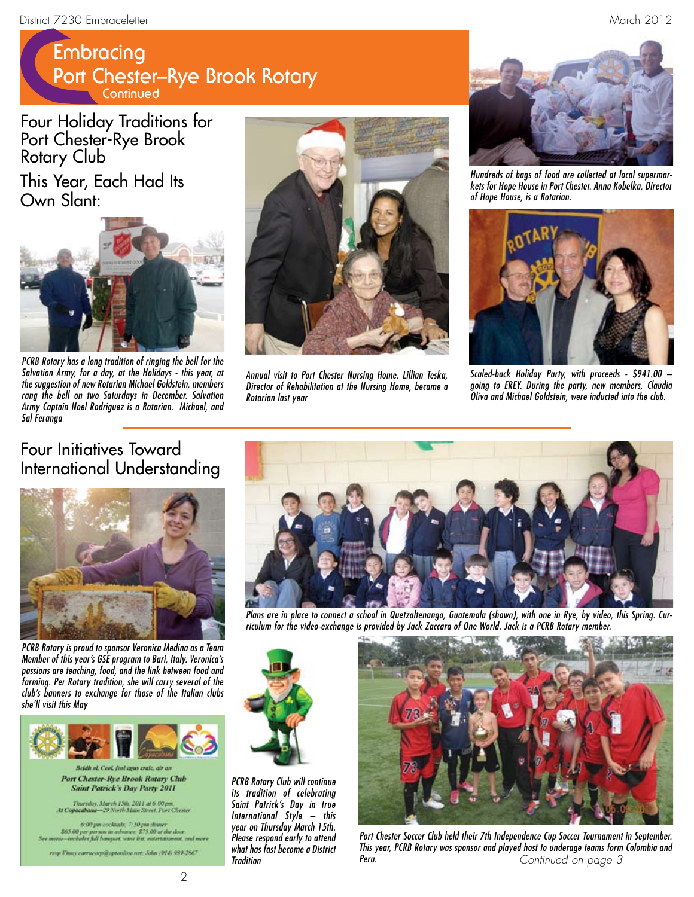# Embracing Port Chester–Rye Brook Rotary

Continued

## Four Holiday Traditions for Port Chester-Rye Brook Rotary Club

## This Year, Each Had Its Own Slant:

*PCRB Rotary has a long tradition of ringing the bell for the Salvation Army, for a day, at the Holidays - this year, at the suggestion of new Rotarian Michael Goldstein, members rang the bell on two Saturdays in December. Salvation Army Captain Noel Rodriguez is a Rotarian. Michael, and Sal Feranga*

*Annual visit to Port Chester Nursing Home. Lillian Teska, Director of Rehabilitation at the Nursing Home, became a Rotarian last year*

*Hundreds of bags of food are collected at local supermarkets for Hope House in Port Chester. Anna Kobelka, Director of Hope House, is a Rotarian.*

*Scaled-back Holiday Party, with proceeds - $941.00 – going to EREY. During the party, new members, Claudia Oliva and Michael Goldstein, were inducted into the club.*

## Four Initiatives Toward International Understanding

*PCRB Rotary is proud to sponsor Veronica Medina as a Team Member of this year's GSE program to Bari, Italy. Veronica's passions are teaching, food, and the link between food and farming. Per Rotary tradition, she will carry several of the club's banners to exchange for those of the Italian clubs she'll visit this May*

*Plans are in place to connect a school in Quetzaltenango, Guatemala (shown), with one in Rye, by video, this Spring. Curriculum for the video-exchange is provided by Jack Zaccara of One World. Jack is a PCRB Rotary member.*

Beidh ol, Ceol, fool agus craic, air an
**Port Chester-Rye Brook Rotary Club**
**Saint Patrick's Day Party 2011**

Thursday, March 15th, 2011 at 6:00 pm.
At Copacabana—29 North Main Street, Port Chester

6:00 pm cocktails: 7:30 pm dinner
$65.00 per person in advance; $75.00 at the door.
See menu—includes full banquet, wine list, entertainment, and more

rsvp Vinny carracorp@optonline.net; John (914) 939-2567

*PCRB Rotary Club will continue its tradition of celebrating Saint Patrick's Day in true International Style – this year on Thursday March 15th. Please respond early to attend what has fast become a District Tradition*

*Port Chester Soccer Club held their 7th Independence Cup Soccer Tournament in September. This year, PCRB Rotary was sponsor and played host to underage teams form Colombia and Peru.*

*Continued on page 3*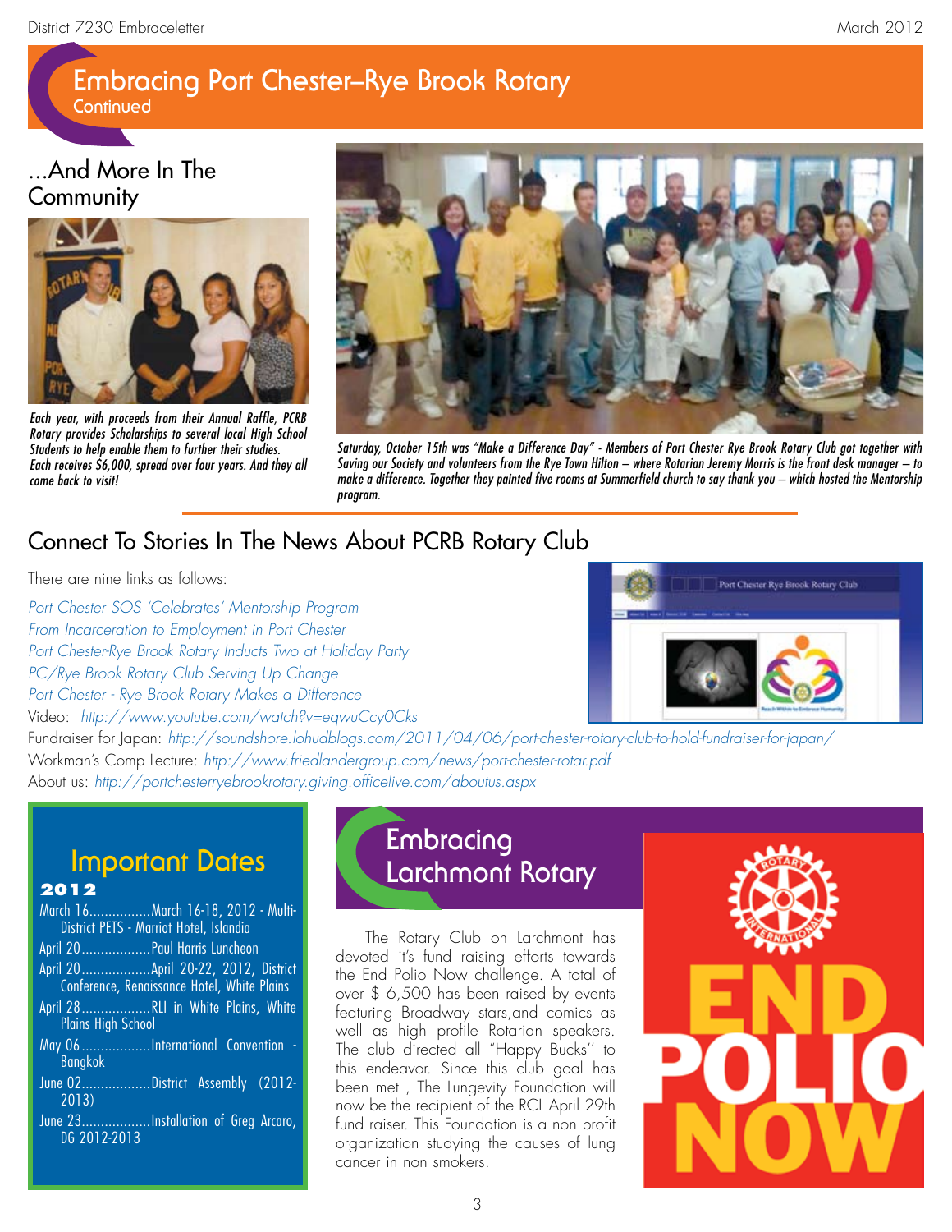# Embracing Port Chester–Rye Brook Rotary

Continued

## ...And More In The Community

*Each year, with proceeds from their Annual Raffle, PCRB Rotary provides Scholarships to several local High School Students to help enable them to further their studies. Each receives $6,000, spread over four years. And they all come back to visit!*

*Saturday, October 15th was "Make a Difference Day" - Members of Port Chester Rye Brook Rotary Club got together with Saving our Society and volunteers from the Rye Town Hilton – where Rotarian Jeremy Morris is the front desk manager – to make a difference. Together they painted five rooms at Summerfield church to say thank you – which hosted the Mentorship program.*

## Connect To Stories In The News About PCRB Rotary Club

There are nine links as follows:

*Port Chester SOS 'Celebrates' Mentorship Program*
*From Incarceration to Employment in Port Chester*
*Port Chester-Rye Brook Rotary Inducts Two at Holiday Party*
*PC/Rye Brook Rotary Club Serving Up Change*
*Port Chester - Rye Brook Rotary Makes a Difference*
Video: *http://www.youtube.com/watch?v=eqwuCcy0Cks*
Fundraiser for Japan: *http://soundshore.lohudblogs.com/2011/04/06/port-chester-rotary-club-to-hold-fundraiser-for-japan/*
Workman's Comp Lecture: *http://www.friedlandergroup.com/news/port-chester-rotar.pdf*
About us: *http://portchesterryebrookrotary.giving.officelive.com/aboutus.aspx*

## Important Dates

**2012**

- March 16................March 16-18, 2012 - Multi-District PETS - Marriot Hotel, Islandia
- April 20..................Paul Harris Luncheon
- April 20..................April 20-22, 2012, District Conference, Renaissance Hotel, White Plains
- April 28..................RLI in White Plains, White Plains High School
- May 06..................International Convention - Bangkok
- June 02..................District Assembly (2012-2013)
- June 23..................Installation of Greg Arcaro, DG 2012-2013

# Embracing Larchmont Rotary

The Rotary Club on Larchmont has devoted it's fund raising efforts towards the End Polio Now challenge. A total of over $ 6,500 has been raised by events featuring Broadway stars,and comics as well as high profile Rotarian speakers. The club directed all "Happy Bucks" to this endeavor. Since this club goal has been met , The Lungevity Foundation will now be the recipient of the RCL April 29th fund raiser. This Foundation is a non profit organization studying the causes of lung cancer in non smokers.

ROTARY INTERNATIONAL
END POLIO NOW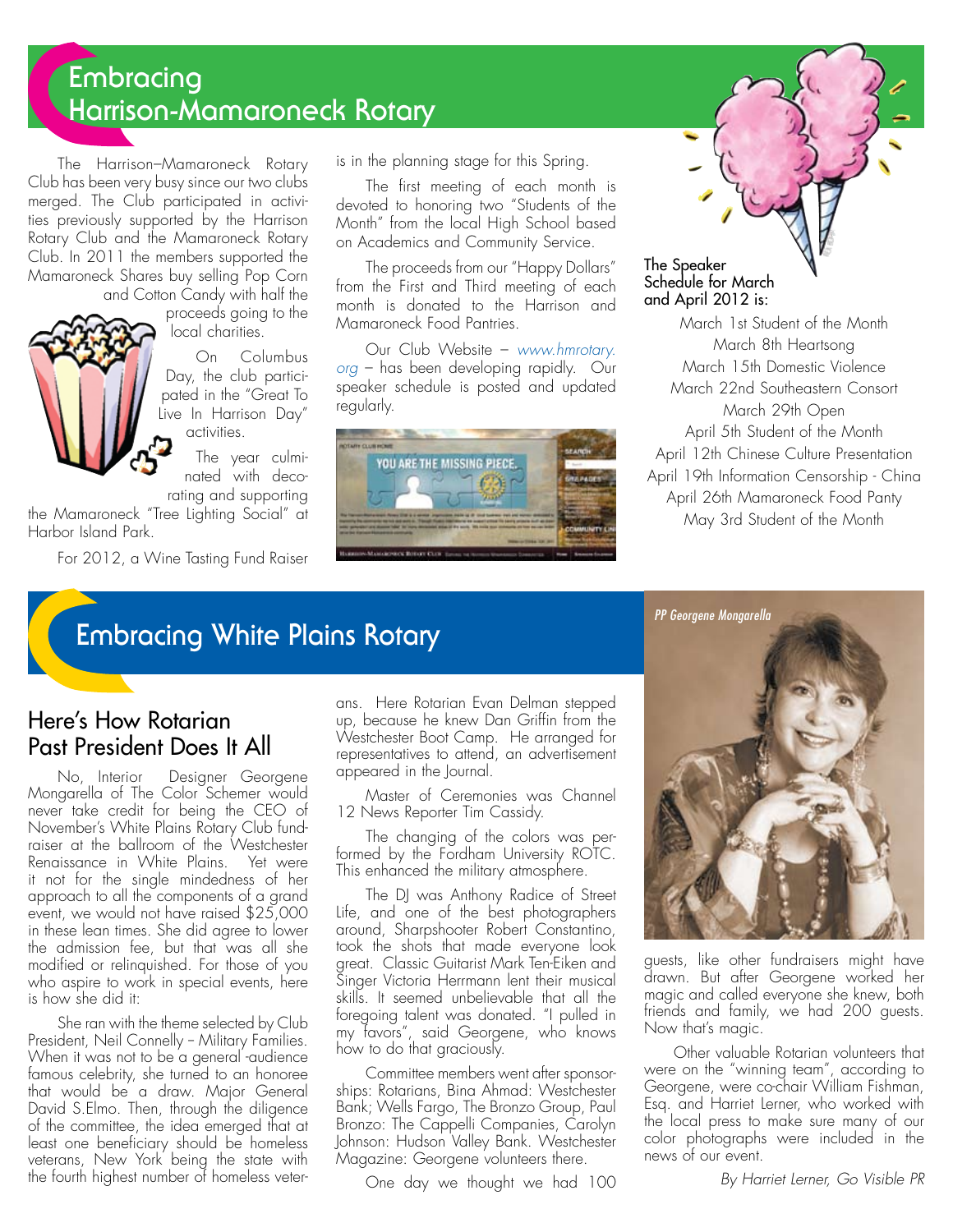# Embracing Harrison-Mamaroneck Rotary

The Harrison–Mamaroneck Rotary Club has been very busy since our two clubs merged. The Club participated in activities previously supported by the Harrison Rotary Club and the Mamaroneck Rotary Club. In 2011 the members supported the Mamaroneck Shares buy selling Pop Corn and Cotton Candy with half the proceeds going to the local charities.

On Columbus Day, the club participated in the "Great To Live In Harrison Day" activities.

The year culminated with decorating and supporting the Mamaroneck "Tree Lighting Social" at Harbor Island Park.

For 2012, a Wine Tasting Fund Raiser is in the planning stage for this Spring.

The first meeting of each month is devoted to honoring two "Students of the Month" from the local High School based on Academics and Community Service.

The proceeds from our "Happy Dollars" from the First and Third meeting of each month is donated to the Harrison and Mamaroneck Food Pantries.

Our Club Website – *www.hmrotary.org* – has been developing rapidly. Our speaker schedule is posted and updated regularly.

**The Speaker Schedule for March and April 2012 is:**

March 1st Student of the Month
March 8th Heartsong
March 15th Domestic Violence
March 22nd Southeastern Consort
March 29th Open
April 5th Student of the Month
April 12th Chinese Culture Presentation
April 19th Information Censorship - China
April 26th Mamaroneck Food Panty
May 3rd Student of the Month

# Embracing White Plains Rotary

## Here's How Rotarian Past President Does It All

No, Interior Designer Georgene Mongarella of The Color Schemer would never take credit for being the CEO of November's White Plains Rotary Club fundraiser at the ballroom of the Westchester Renaissance in White Plains. Yet were it not for the single mindedness of her approach to all the components of a grand event, we would not have raised $25,000 in these lean times. She did agree to lower the admission fee, but that was all she modified or relinquished. For those of you who aspire to work in special events, here is how she did it:

She ran with the theme selected by Club President, Neil Connelly – Military Families. When it was not to be a general -audience famous celebrity, she turned to an honoree that would be a draw. Major General David S.Elmo. Then, through the diligence of the committee, the idea emerged that at least one beneficiary should be homeless veterans, New York being the state with the fourth highest number of homeless veterans. Here Rotarian Evan Delman stepped up, because he knew Dan Griffin from the Westchester Boot Camp. He arranged for representatives to attend, an advertisement appeared in the Journal.

Master of Ceremonies was Channel 12 News Reporter Tim Cassidy.

The changing of the colors was performed by the Fordham University ROTC. This enhanced the military atmosphere.

The DJ was Anthony Radice of Street Life, and one of the best photographers around, Sharpshooter Robert Constantino, took the shots that made everyone look great. Classic Guitarist Mark Ten-Eiken and Singer Victoria Herrmann lent their musical skills. It seemed unbelievable that all the foregoing talent was donated. "I pulled in my favors", said Georgene, who knows how to do that graciously.

Committee members went after sponsorships: Rotarians, Bina Ahmad: Westchester Bank; Wells Fargo, The Bronzo Group, Paul Bronzo: The Cappelli Companies, Carolyn Johnson: Hudson Valley Bank. Westchester Magazine: Georgene volunteers there.

One day we thought we had 100 guests, like other fundraisers might have drawn. But after Georgene worked her magic and called everyone she knew, both friends and family, we had 200 guests. Now that's magic.

*PP Georgene Mongarella*

Other valuable Rotarian volunteers that were on the "winning team", according to Georgene, were co-chair William Fishman, Esq. and Harriet Lerner, who worked with the local press to make sure many of our color photographs were included in the news of our event.

*By Harriet Lerner, Go Visible PR*